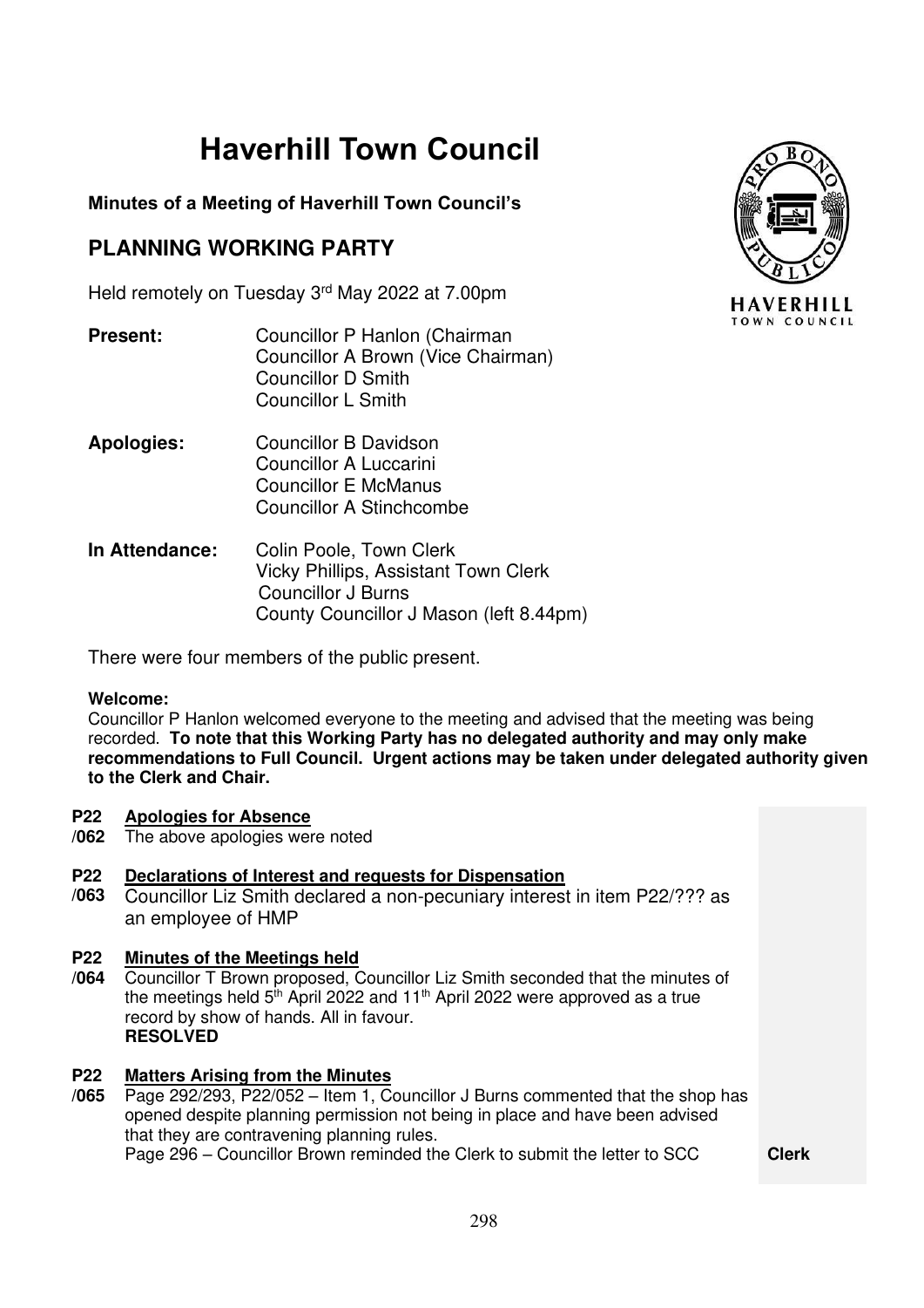# Haverhill Town Council

**Minutes of a Meeting of Haverhill Town Council's**

## PLANNING WORKING PARTY

Held remotely on Tuesday 3rd May 2022 at 7.00pm

**Present:** Councillor P Hanlon (Chairman
Councillor A Brown (Vice Chairman)
Councillor D Smith
Councillor L Smith

**Apologies:** Councillor B Davidson
Councillor A Luccarini
Councillor E McManus
Councillor A Stinchcombe

**In Attendance:** Colin Poole, Town Clerk
Vicky Phillips, Assistant Town Clerk
Councillor J Burns
County Councillor J Mason (left 8.44pm)

There were four members of the public present.

**Welcome:**
Councillor P Hanlon welcomed everyone to the meeting and advised that the meeting was being recorded. **To note that this Working Party has no delegated authority and may only make recommendations to Full Council. Urgent actions may be taken under delegated authority given to the Clerk and Chair.**

**P22/062 Apologies for Absence**
The above apologies were noted

**P22/063 Declarations of Interest and requests for Dispensation**
Councillor Liz Smith declared a non-pecuniary interest in item P22/??? as an employee of HMP

**P22/064 Minutes of the Meetings held**
Councillor T Brown proposed, Councillor Liz Smith seconded that the minutes of the meetings held 5th April 2022 and 11th April 2022 were approved as a true record by show of hands. All in favour.
**RESOLVED**

**P22/065 Matters Arising from the Minutes**
Page 292/293, P22/052 – Item 1, Councillor J Burns commented that the shop has opened despite planning permission not being in place and have been advised that they are contravening planning rules.
Page 296 – Councillor Brown reminded the Clerk to submit the letter to SCC **Clerk**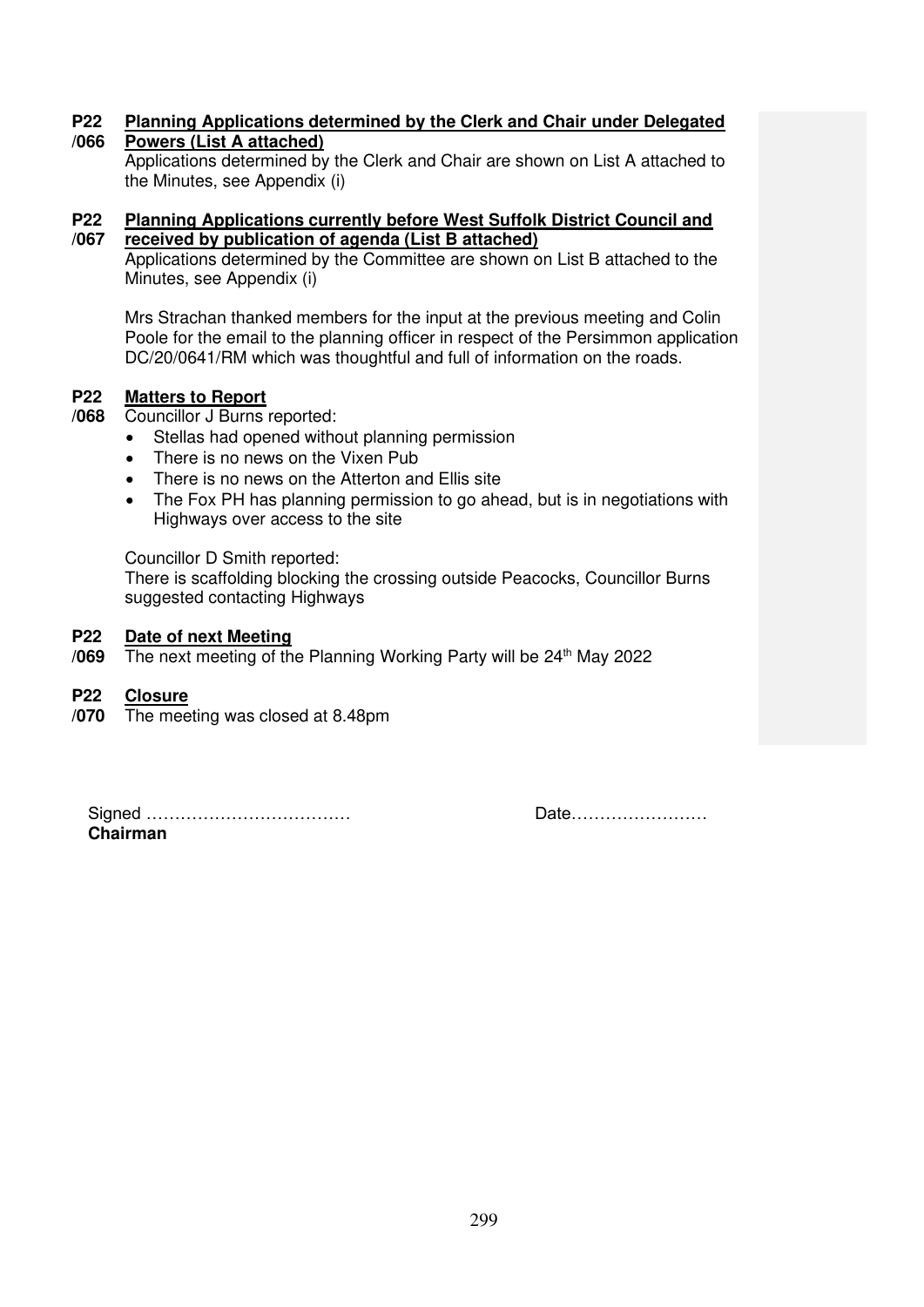**P22/066** **Planning Applications determined by the Clerk and Chair under Delegated Powers (List A attached)**

Applications determined by the Clerk and Chair are shown on List A attached to the Minutes, see Appendix (i)

**P22/067** **Planning Applications currently before West Suffolk District Council and received by publication of agenda (List B attached)**

Applications determined by the Committee are shown on List B attached to the Minutes, see Appendix (i)

Mrs Strachan thanked members for the input at the previous meeting and Colin Poole for the email to the planning officer in respect of the Persimmon application DC/20/0641/RM which was thoughtful and full of information on the roads.

**P22/068** **Matters to Report**

Councillor J Burns reported:

- Stellas had opened without planning permission
- There is no news on the Vixen Pub
- There is no news on the Atterton and Ellis site
- The Fox PH has planning permission to go ahead, but is in negotiations with Highways over access to the site

Councillor D Smith reported:
There is scaffolding blocking the crossing outside Peacocks, Councillor Burns suggested contacting Highways

**P22/069** **Date of next Meeting**

The next meeting of the Planning Working Party will be 24th May 2022

**P22/070** **Closure**

The meeting was closed at 8.48pm

Signed ……………………………… Date……………………
**Chairman**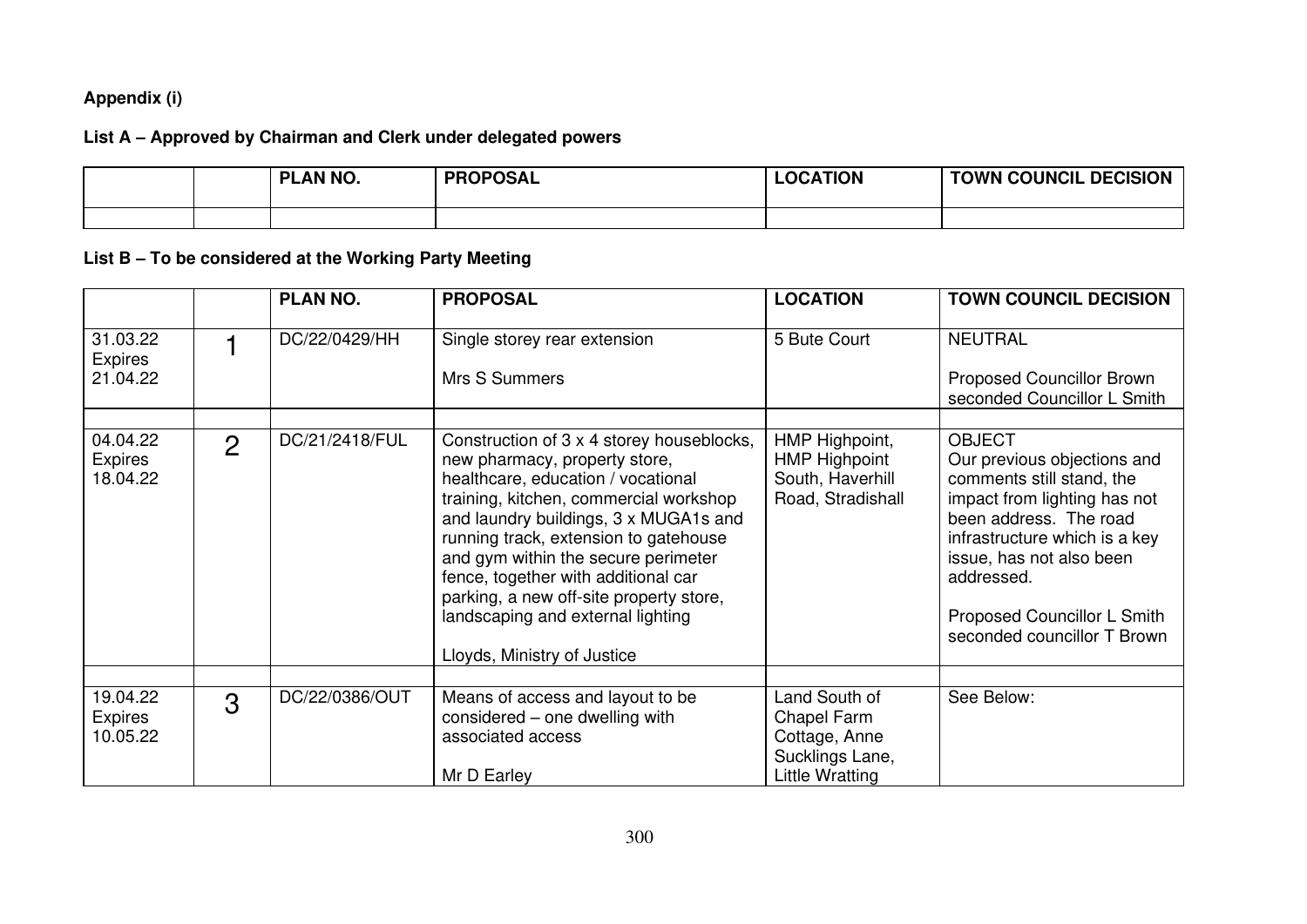**Appendix (i)**

**List A – Approved by Chairman and Clerk under delegated powers**

| | | PLAN NO. | PROPOSAL | LOCATION | TOWN COUNCIL DECISION |
|---|---|---|---|---|---|
| | | | | | |

**List B – To be considered at the Working Party Meeting**

| | | PLAN NO. | PROPOSAL | LOCATION | TOWN COUNCIL DECISION |
|---|---|---|---|---|---|
| 31.03.22 Expires 21.04.22 | 1 | DC/22/0429/HH | Single storey rear extension<br><br>Mrs S Summers | 5 Bute Court | NEUTRAL<br><br>Proposed Councillor Brown seconded Councillor L Smith |
| | | | | | |
| 04.04.22 Expires 18.04.22 | 2 | DC/21/2418/FUL | Construction of 3 x 4 storey houseblocks, new pharmacy, property store, healthcare, education / vocational training, kitchen, commercial workshop and laundry buildings, 3 x MUGA1s and running track, extension to gatehouse and gym within the secure perimeter fence, together with additional car parking, a new off-site property store, landscaping and external lighting<br><br>Lloyds, Ministry of Justice | HMP Highpoint, HMP Highpoint South, Haverhill Road, Stradishall | OBJECT<br>Our previous objections and comments still stand, the impact from lighting has not been address. The road infrastructure which is a key issue, has not also been addressed.<br><br>Proposed Councillor L Smith seconded councillor T Brown |
| | | | | | |
| 19.04.22 Expires 10.05.22 | 3 | DC/22/0386/OUT | Means of access and layout to be considered – one dwelling with associated access<br><br>Mr D Earley | Land South of Chapel Farm Cottage, Anne Sucklings Lane, Little Wratting | See Below: |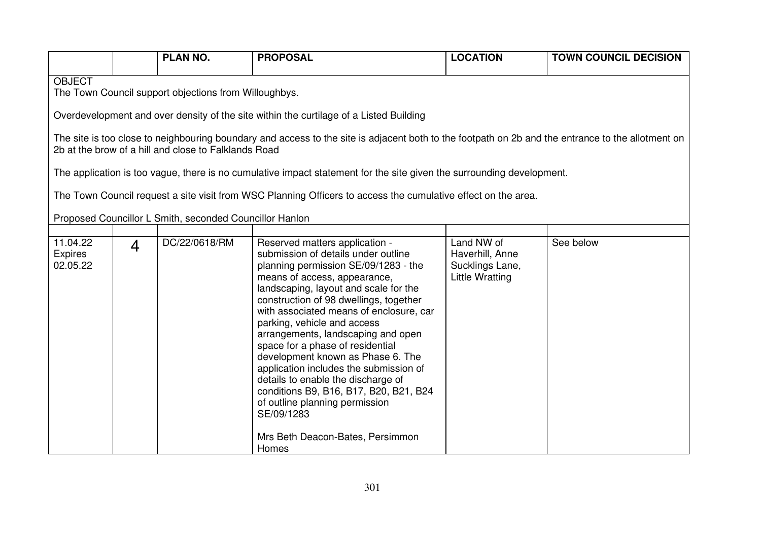| | | PLAN NO. | PROPOSAL | LOCATION | TOWN COUNCIL DECISION |
|---|---|---|---|---|---|
| OBJECT<br>The Town Council support objections from Willoughbys.<br><br>Overdevelopment and over density of the site within the curtilage of a Listed Building<br><br>The site is too close to neighbouring boundary and access to the site is adjacent both to the footpath on 2b and the entrance to the allotment on 2b at the brow of a hill and close to Falklands Road<br><br>The application is too vague, there is no cumulative impact statement for the site given the surrounding development.<br><br>The Town Council request a site visit from WSC Planning Officers to access the cumulative effect on the area.<br><br>Proposed Councillor L Smith, seconded Councillor Hanlon | | | | | |
| | | | | | |
| 11.04.22<br>Expires<br>02.05.22 | 4 | DC/22/0618/RM | Reserved matters application - submission of details under outline planning permission SE/09/1283 - the means of access, appearance, landscaping, layout and scale for the construction of 98 dwellings, together with associated means of enclosure, car parking, vehicle and access arrangements, landscaping and open space for a phase of residential development known as Phase 6. The application includes the submission of details to enable the discharge of conditions B9, B16, B17, B20, B21, B24 of outline planning permission SE/09/1283<br><br>Mrs Beth Deacon-Bates, Persimmon Homes | Land NW of Haverhill, Anne Sucklings Lane, Little Wratting | See below |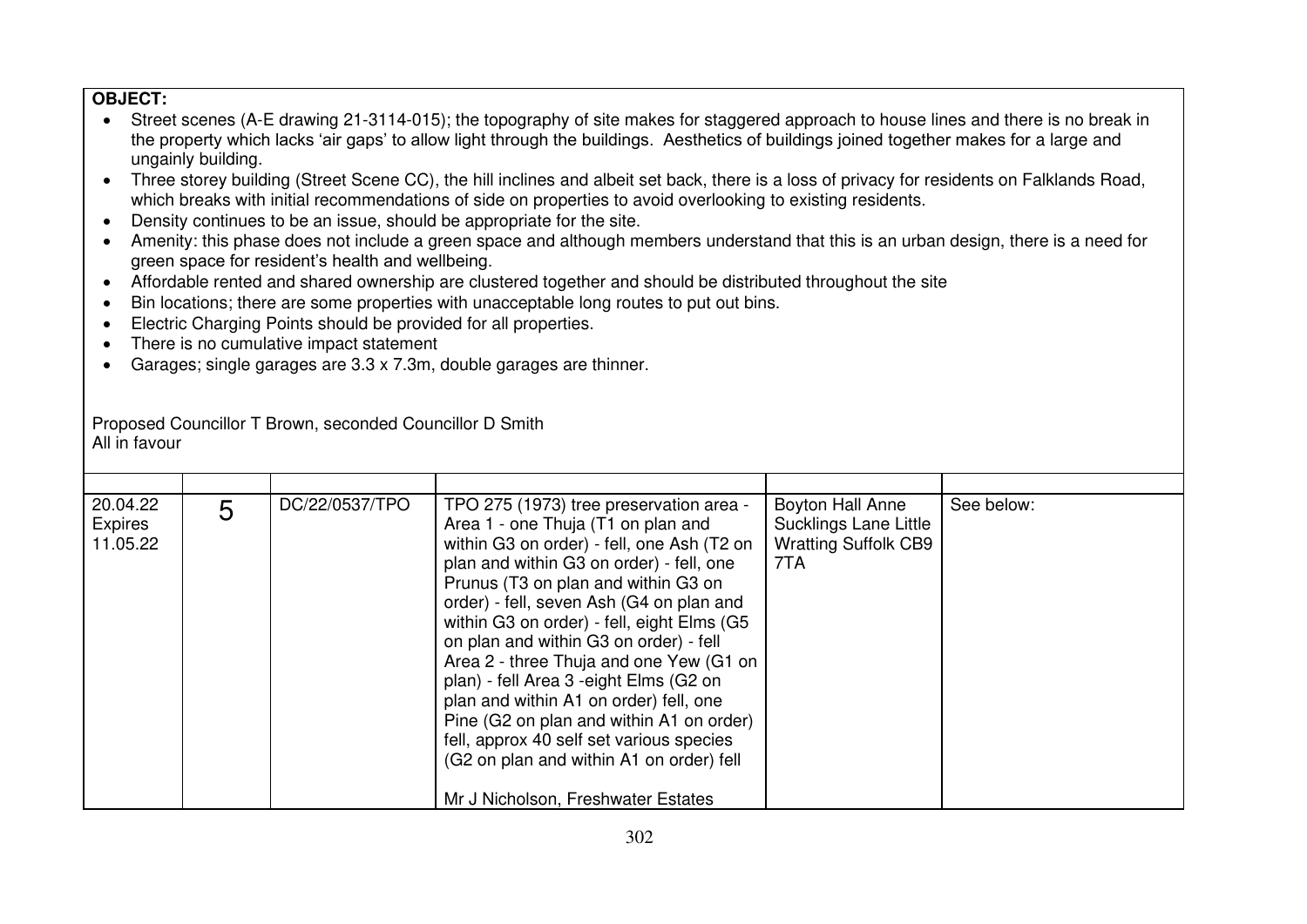**OBJECT:**

- Street scenes (A-E drawing 21-3114-015); the topography of site makes for staggered approach to house lines and there is no break in the property which lacks 'air gaps' to allow light through the buildings. Aesthetics of buildings joined together makes for a large and ungainly building.
- Three storey building (Street Scene CC), the hill inclines and albeit set back, there is a loss of privacy for residents on Falklands Road, which breaks with initial recommendations of side on properties to avoid overlooking to existing residents.
- Density continues to be an issue, should be appropriate for the site.
- Amenity: this phase does not include a green space and although members understand that this is an urban design, there is a need for green space for resident's health and wellbeing.
- Affordable rented and shared ownership are clustered together and should be distributed throughout the site
- Bin locations; there are some properties with unacceptable long routes to put out bins.
- Electric Charging Points should be provided for all properties.
- There is no cumulative impact statement
- Garages; single garages are 3.3 x 7.3m, double garages are thinner.

Proposed Councillor T Brown, seconded Councillor D Smith
All in favour

| | | | | | |
|---|---|---|---|---|---|
| 20.04.22 Expires 11.05.22 | 5 | DC/22/0537/TPO | TPO 275 (1973) tree preservation area - Area 1 - one Thuja (T1 on plan and within G3 on order) - fell, one Ash (T2 on plan and within G3 on order) - fell, one Prunus (T3 on plan and within G3 on order) - fell, seven Ash (G4 on plan and within G3 on order) - fell, eight Elms (G5 on plan and within G3 on order) - fell Area 2 - three Thuja and one Yew (G1 on plan) - fell Area 3 -eight Elms (G2 on plan and within A1 on order) fell, one Pine (G2 on plan and within A1 on order) fell, approx 40 self set various species (G2 on plan and within A1 on order) fell<br><br>Mr J Nicholson, Freshwater Estates | Boyton Hall Anne Sucklings Lane Little Wratting Suffolk CB9 7TA | See below: |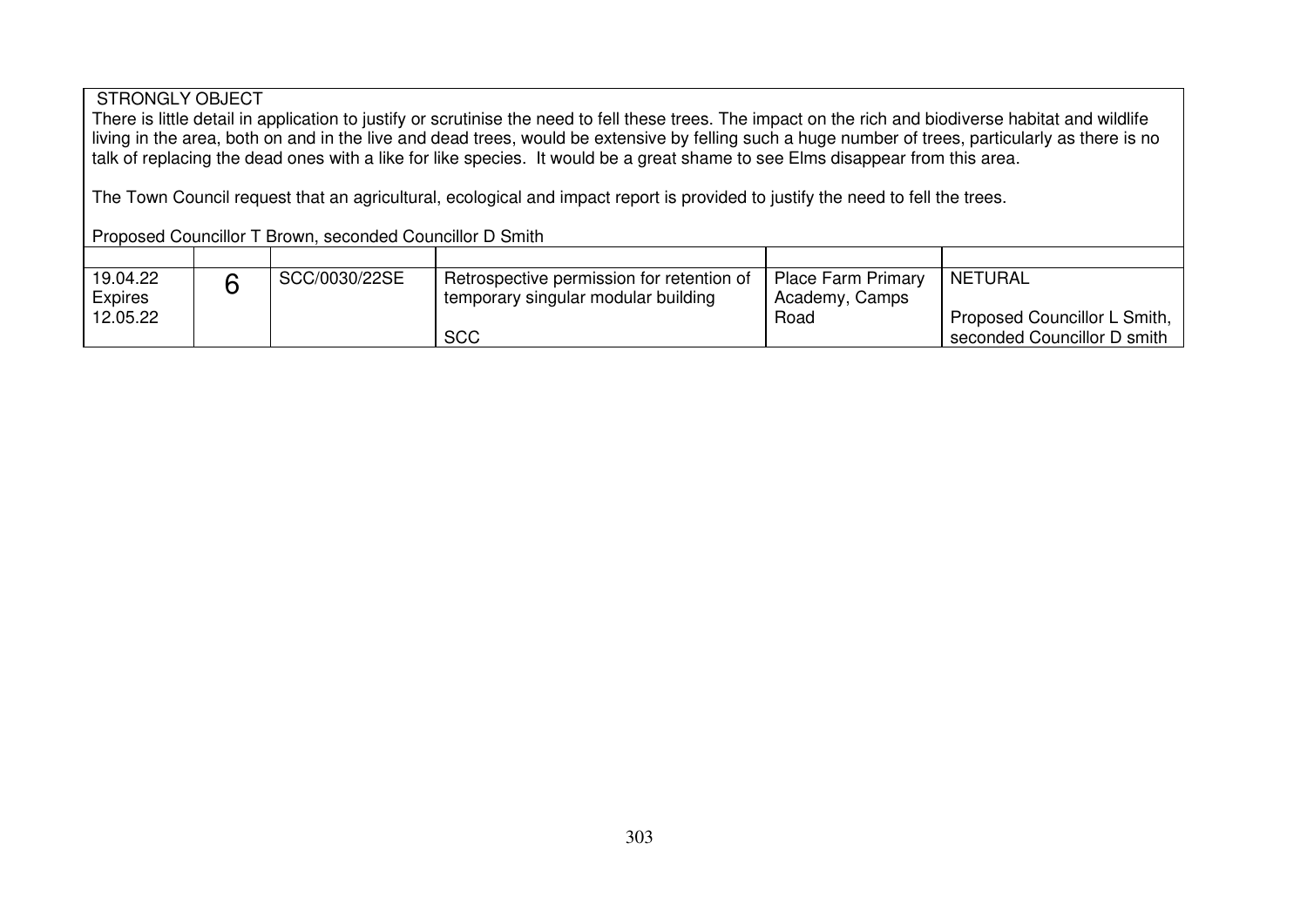| STRONGLY OBJECT<br>There is little detail in application to justify or scrutinise the need to fell these trees. The impact on the rich and biodiverse habitat and wildlife living in the area, both on and in the live and dead trees, would be extensive by felling such a huge number of trees, particularly as there is no talk of replacing the dead ones with a like for like species. It would be a great shame to see Elms disappear from this area.<br><br>The Town Council request that an agricultural, ecological and impact report is provided to justify the need to fell the trees.<br><br>Proposed Councillor T Brown, seconded Councillor D Smith | | | | | |
|---|---|---|---|---|---|
| | | | | | |
| 19.04.22<br>Expires<br>12.05.22 | 6 | SCC/0030/22SE | Retrospective permission for retention of temporary singular modular building<br><br>SCC | Place Farm Primary Academy, Camps Road | NETURAL<br><br>Proposed Councillor L Smith, seconded Councillor D smith |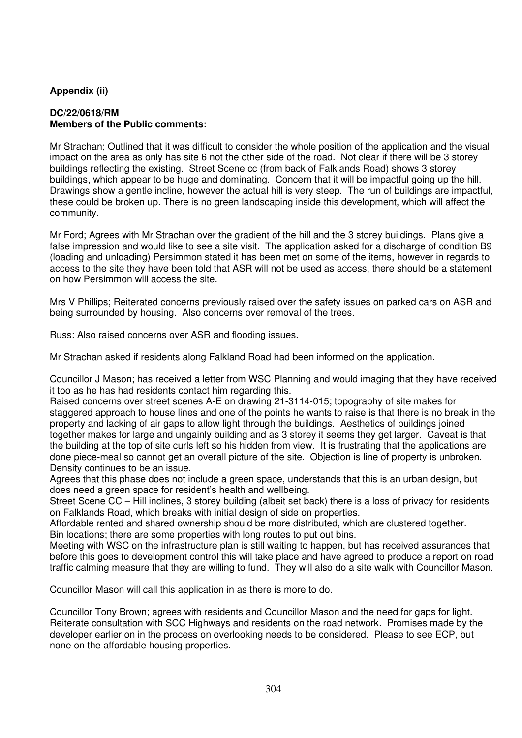**Appendix (ii)**

**DC/22/0618/RM**
**Members of the Public comments:**

Mr Strachan; Outlined that it was difficult to consider the whole position of the application and the visual impact on the area as only has site 6 not the other side of the road. Not clear if there will be 3 storey buildings reflecting the existing. Street Scene cc (from back of Falklands Road) shows 3 storey buildings, which appear to be huge and dominating. Concern that it will be impactful going up the hill. Drawings show a gentle incline, however the actual hill is very steep. The run of buildings are impactful, these could be broken up. There is no green landscaping inside this development, which will affect the community.

Mr Ford; Agrees with Mr Strachan over the gradient of the hill and the 3 storey buildings. Plans give a false impression and would like to see a site visit. The application asked for a discharge of condition B9 (loading and unloading) Persimmon stated it has been met on some of the items, however in regards to access to the site they have been told that ASR will not be used as access, there should be a statement on how Persimmon will access the site.

Mrs V Phillips; Reiterated concerns previously raised over the safety issues on parked cars on ASR and being surrounded by housing. Also concerns over removal of the trees.

Russ: Also raised concerns over ASR and flooding issues.

Mr Strachan asked if residents along Falkland Road had been informed on the application.

Councillor J Mason; has received a letter from WSC Planning and would imaging that they have received it too as he has had residents contact him regarding this.
Raised concerns over street scenes A-E on drawing 21-3114-015; topography of site makes for staggered approach to house lines and one of the points he wants to raise is that there is no break in the property and lacking of air gaps to allow light through the buildings. Aesthetics of buildings joined together makes for large and ungainly building and as 3 storey it seems they get larger. Caveat is that the building at the top of site curls left so his hidden from view. It is frustrating that the applications are done piece-meal so cannot get an overall picture of the site. Objection is line of property is unbroken. Density continues to be an issue.
Agrees that this phase does not include a green space, understands that this is an urban design, but does need a green space for resident's health and wellbeing.
Street Scene CC – Hill inclines, 3 storey building (albeit set back) there is a loss of privacy for residents on Falklands Road, which breaks with initial design of side on properties.
Affordable rented and shared ownership should be more distributed, which are clustered together.
Bin locations; there are some properties with long routes to put out bins.
Meeting with WSC on the infrastructure plan is still waiting to happen, but has received assurances that before this goes to development control this will take place and have agreed to produce a report on road traffic calming measure that they are willing to fund. They will also do a site walk with Councillor Mason.

Councillor Mason will call this application in as there is more to do.

Councillor Tony Brown; agrees with residents and Councillor Mason and the need for gaps for light. Reiterate consultation with SCC Highways and residents on the road network. Promises made by the developer earlier on in the process on overlooking needs to be considered. Please to see ECP, but none on the affordable housing properties.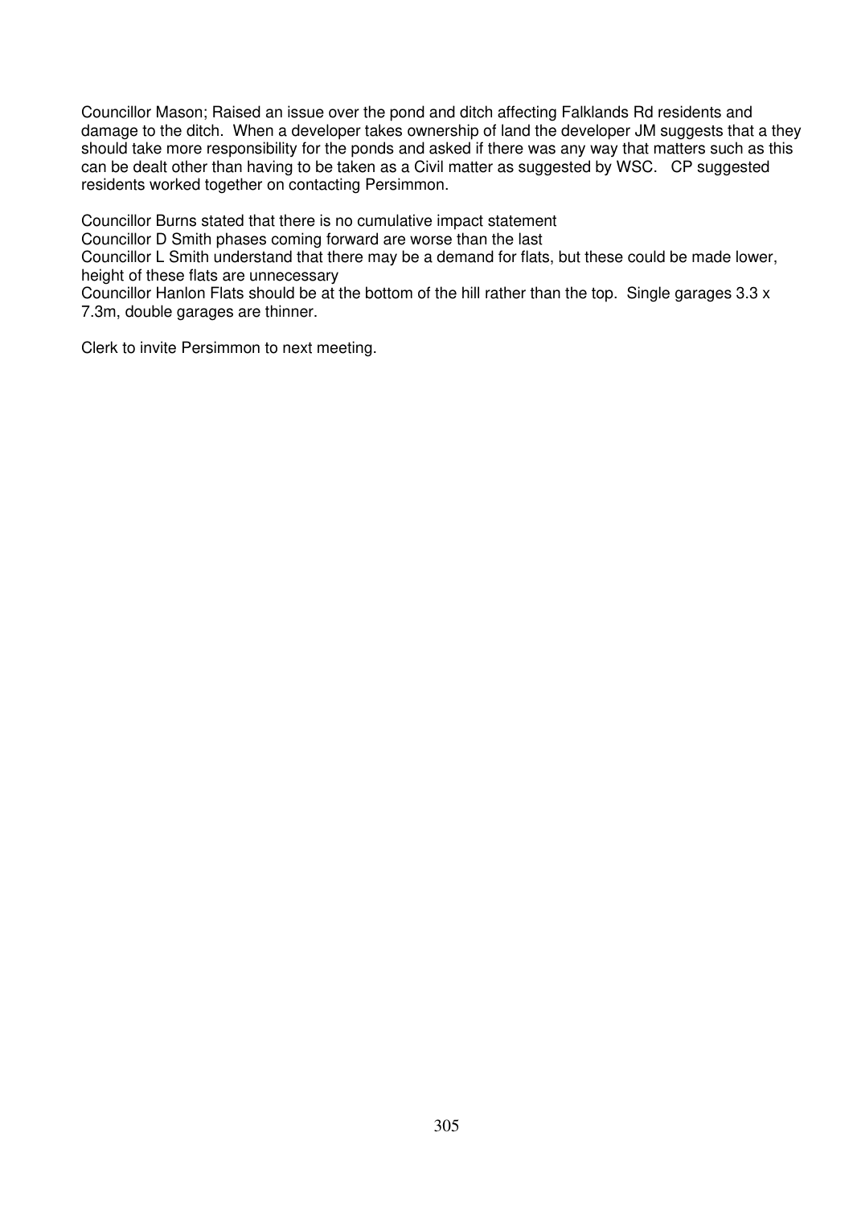Councillor Mason; Raised an issue over the pond and ditch affecting Falklands Rd residents and damage to the ditch. When a developer takes ownership of land the developer JM suggests that a they should take more responsibility for the ponds and asked if there was any way that matters such as this can be dealt other than having to be taken as a Civil matter as suggested by WSC. CP suggested residents worked together on contacting Persimmon.

Councillor Burns stated that there is no cumulative impact statement
Councillor D Smith phases coming forward are worse than the last
Councillor L Smith understand that there may be a demand for flats, but these could be made lower, height of these flats are unnecessary
Councillor Hanlon Flats should be at the bottom of the hill rather than the top. Single garages 3.3 x 7.3m, double garages are thinner.

Clerk to invite Persimmon to next meeting.